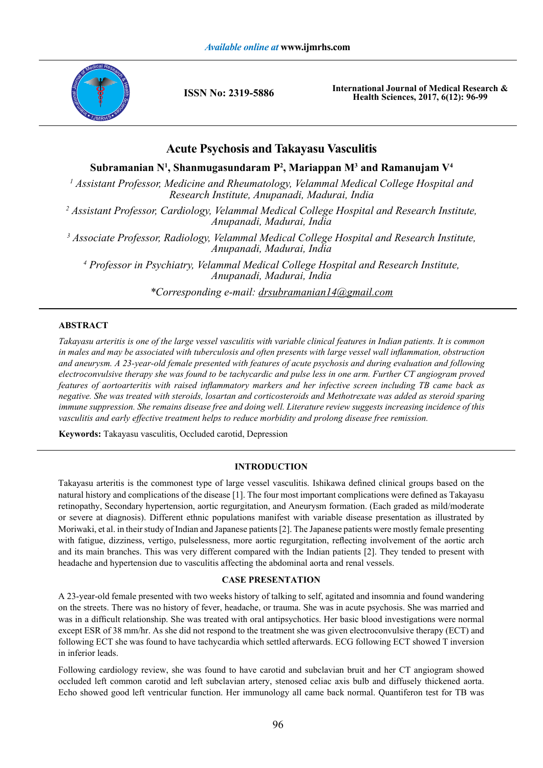# Acute Psychosis and Takayasu Vasculitis

**Subramanian N[1], Shanmugasundaram P[2], Mariappan M[3] and Ramanujam V[4]**

*[1] Assistant Professor, Medicine and Rheumatology, Velammal Medical College Hospital and Research Institute, Anupanadi, Madurai, India*

*[2] Assistant Professor, Cardiology, Velammal Medical College Hospital and Research Institute, Anupanadi, Madurai, India*

*[3] Associate Professor, Radiology, Velammal Medical College Hospital and Research Institute, Anupanadi, Madurai, India*

*[4] Professor in Psychiatry, Velammal Medical College Hospital and Research Institute, Anupanadi, Madurai, India*

*\*Corresponding e-mail: drsubramanian14@gmail.com*

## ABSTRACT

*Takayasu arteritis is one of the large vessel vasculitis with variable clinical features in Indian patients. It is common in males and may be associated with tuberculosis and often presents with large vessel wall inflammation, obstruction and aneurysm. A 23-year-old female presented with features of acute psychosis and during evaluation and following electroconvulsive therapy she was found to be tachycardic and pulse less in one arm. Further CT angiogram proved features of aortoarteritis with raised inflammatory markers and her infective screen including TB came back as negative. She was treated with steroids, losartan and corticosteroids and Methotrexate was added as steroid sparing immune suppression. She remains disease free and doing well. Literature review suggests increasing incidence of this vasculitis and early effective treatment helps to reduce morbidity and prolong disease free remission.*

**Keywords:** Takayasu vasculitis, Occluded carotid, Depression

## INTRODUCTION

Takayasu arteritis is the commonest type of large vessel vasculitis. Ishikawa defined clinical groups based on the natural history and complications of the disease [1]. The four most important complications were defined as Takayasu retinopathy, Secondary hypertension, aortic regurgitation, and Aneurysm formation. (Each graded as mild/moderate or severe at diagnosis). Different ethnic populations manifest with variable disease presentation as illustrated by Moriwaki, et al. in their study of Indian and Japanese patients [2]. The Japanese patients were mostly female presenting with fatigue, dizziness, vertigo, pulselessness, more aortic regurgitation, reflecting involvement of the aortic arch and its main branches. This was very different compared with the Indian patients [2]. They tended to present with headache and hypertension due to vasculitis affecting the abdominal aorta and renal vessels.

## CASE PRESENTATION

A 23-year-old female presented with two weeks history of talking to self, agitated and insomnia and found wandering on the streets. There was no history of fever, headache, or trauma. She was in acute psychosis. She was married and was in a difficult relationship. She was treated with oral antipsychotics. Her basic blood investigations were normal except ESR of 38 mm/hr. As she did not respond to the treatment she was given electroconvulsive therapy (ECT) and following ECT she was found to have tachycardia which settled afterwards. ECG following ECT showed T inversion in inferior leads.

Following cardiology review, she was found to have carotid and subclavian bruit and her CT angiogram showed occluded left common carotid and left subclavian artery, stenosed celiac axis bulb and diffusely thickened aorta. Echo showed good left ventricular function. Her immunology all came back normal. Quantiferon test for TB was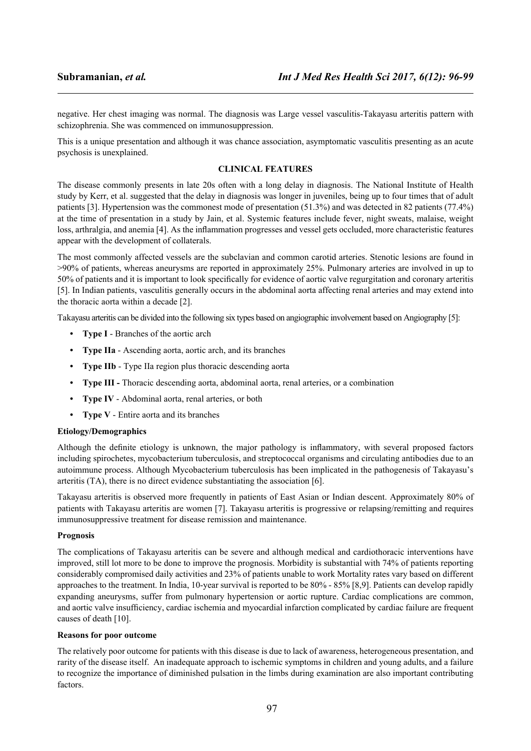negative. Her chest imaging was normal. The diagnosis was Large vessel vasculitis-Takayasu arteritis pattern with schizophrenia. She was commenced on immunosuppression.

This is a unique presentation and although it was chance association, asymptomatic vasculitis presenting as an acute psychosis is unexplained.

## CLINICAL FEATURES

The disease commonly presents in late 20s often with a long delay in diagnosis. The National Institute of Health study by Kerr, et al. suggested that the delay in diagnosis was longer in juveniles, being up to four times that of adult patients [3]. Hypertension was the commonest mode of presentation (51.3%) and was detected in 82 patients (77.4%) at the time of presentation in a study by Jain, et al. Systemic features include fever, night sweats, malaise, weight loss, arthralgia, and anemia [4]. As the inflammation progresses and vessel gets occluded, more characteristic features appear with the development of collaterals.

The most commonly affected vessels are the subclavian and common carotid arteries. Stenotic lesions are found in >90% of patients, whereas aneurysms are reported in approximately 25%. Pulmonary arteries are involved in up to 50% of patients and it is important to look specifically for evidence of aortic valve regurgitation and coronary arteritis [5]. In Indian patients, vasculitis generally occurs in the abdominal aorta affecting renal arteries and may extend into the thoracic aorta within a decade [2].

Takayasu arteritis can be divided into the following six types based on angiographic involvement based on Angiography [5]:

- **Type I** - Branches of the aortic arch
- **Type IIa** - Ascending aorta, aortic arch, and its branches
- **Type IIb** - Type IIa region plus thoracic descending aorta
- **Type III -** Thoracic descending aorta, abdominal aorta, renal arteries, or a combination
- **Type IV** - Abdominal aorta, renal arteries, or both
- **Type V** - Entire aorta and its branches

### Etiology/Demographics

Although the definite etiology is unknown, the major pathology is inflammatory, with several proposed factors including spirochetes, mycobacterium tuberculosis, and streptococcal organisms and circulating antibodies due to an autoimmune process. Although Mycobacterium tuberculosis has been implicated in the pathogenesis of Takayasu's arteritis (TA), there is no direct evidence substantiating the association [6].

Takayasu arteritis is observed more frequently in patients of East Asian or Indian descent. Approximately 80% of patients with Takayasu arteritis are women [7]. Takayasu arteritis is progressive or relapsing/remitting and requires immunosuppressive treatment for disease remission and maintenance.

### Prognosis

The complications of Takayasu arteritis can be severe and although medical and cardiothoracic interventions have improved, still lot more to be done to improve the prognosis. Morbidity is substantial with 74% of patients reporting considerably compromised daily activities and 23% of patients unable to work Mortality rates vary based on different approaches to the treatment. In India, 10-year survival is reported to be 80% - 85% [8,9]. Patients can develop rapidly expanding aneurysms, suffer from pulmonary hypertension or aortic rupture. Cardiac complications are common, and aortic valve insufficiency, cardiac ischemia and myocardial infarction complicated by cardiac failure are frequent causes of death [10].

### Reasons for poor outcome

The relatively poor outcome for patients with this disease is due to lack of awareness, heterogeneous presentation, and rarity of the disease itself. An inadequate approach to ischemic symptoms in children and young adults, and a failure to recognize the importance of diminished pulsation in the limbs during examination are also important contributing factors.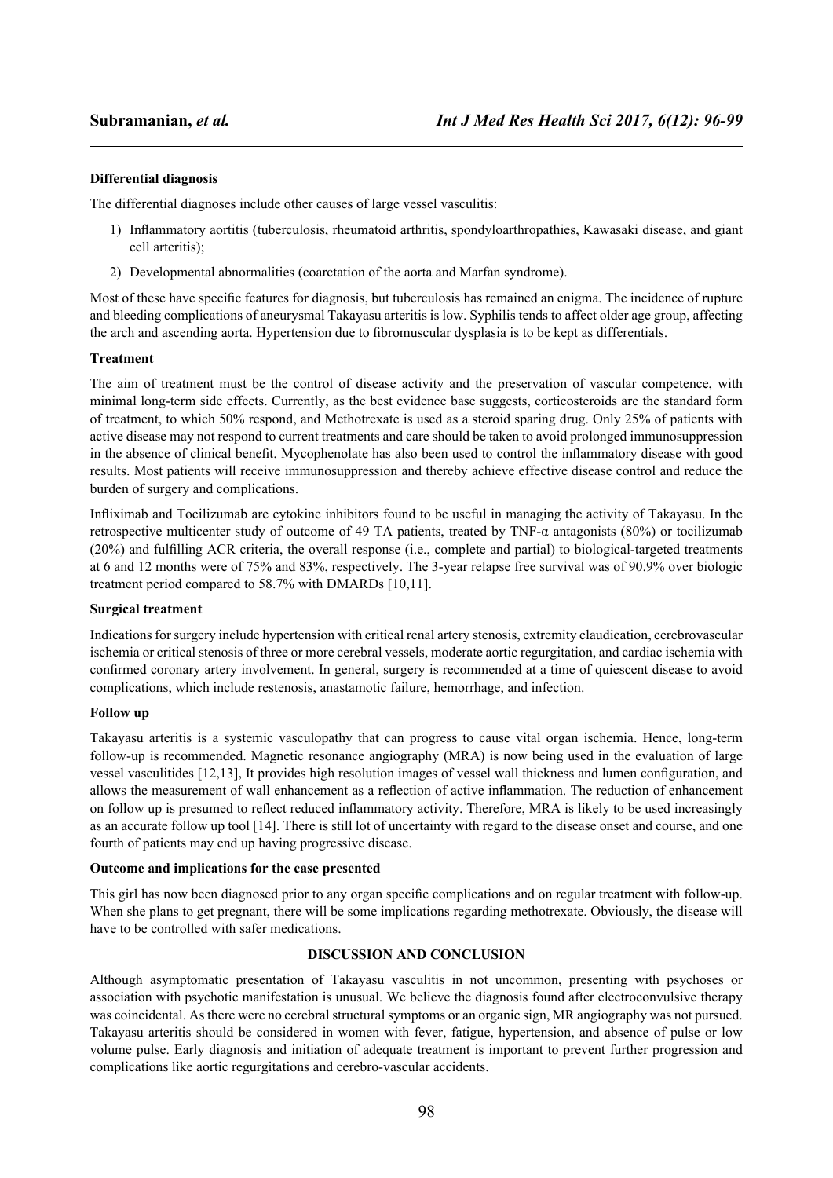### Differential diagnosis

The differential diagnoses include other causes of large vessel vasculitis:

1) Inflammatory aortitis (tuberculosis, rheumatoid arthritis, spondyloarthropathies, Kawasaki disease, and giant cell arteritis);
2) Developmental abnormalities (coarctation of the aorta and Marfan syndrome).

Most of these have specific features for diagnosis, but tuberculosis has remained an enigma. The incidence of rupture and bleeding complications of aneurysmal Takayasu arteritis is low. Syphilis tends to affect older age group, affecting the arch and ascending aorta. Hypertension due to fibromuscular dysplasia is to be kept as differentials.

### Treatment

The aim of treatment must be the control of disease activity and the preservation of vascular competence, with minimal long-term side effects. Currently, as the best evidence base suggests, corticosteroids are the standard form of treatment, to which 50% respond, and Methotrexate is used as a steroid sparing drug. Only 25% of patients with active disease may not respond to current treatments and care should be taken to avoid prolonged immunosuppression in the absence of clinical benefit. Mycophenolate has also been used to control the inflammatory disease with good results. Most patients will receive immunosuppression and thereby achieve effective disease control and reduce the burden of surgery and complications.

Infliximab and Tocilizumab are cytokine inhibitors found to be useful in managing the activity of Takayasu. In the retrospective multicenter study of outcome of 49 TA patients, treated by TNF-α antagonists (80%) or tocilizumab (20%) and fulfilling ACR criteria, the overall response (i.e., complete and partial) to biological-targeted treatments at 6 and 12 months were of 75% and 83%, respectively. The 3-year relapse free survival was of 90.9% over biologic treatment period compared to 58.7% with DMARDs [10,11].

### Surgical treatment

Indications for surgery include hypertension with critical renal artery stenosis, extremity claudication, cerebrovascular ischemia or critical stenosis of three or more cerebral vessels, moderate aortic regurgitation, and cardiac ischemia with confirmed coronary artery involvement. In general, surgery is recommended at a time of quiescent disease to avoid complications, which include restenosis, anastamotic failure, hemorrhage, and infection.

### Follow up

Takayasu arteritis is a systemic vasculopathy that can progress to cause vital organ ischemia. Hence, long-term follow-up is recommended. Magnetic resonance angiography (MRA) is now being used in the evaluation of large vessel vasculitides [12,13], It provides high resolution images of vessel wall thickness and lumen configuration, and allows the measurement of wall enhancement as a reflection of active inflammation. The reduction of enhancement on follow up is presumed to reflect reduced inflammatory activity. Therefore, MRA is likely to be used increasingly as an accurate follow up tool [14]. There is still lot of uncertainty with regard to the disease onset and course, and one fourth of patients may end up having progressive disease.

### Outcome and implications for the case presented

This girl has now been diagnosed prior to any organ specific complications and on regular treatment with follow-up. When she plans to get pregnant, there will be some implications regarding methotrexate. Obviously, the disease will have to be controlled with safer medications.

## DISCUSSION AND CONCLUSION

Although asymptomatic presentation of Takayasu vasculitis in not uncommon, presenting with psychoses or association with psychotic manifestation is unusual. We believe the diagnosis found after electroconvulsive therapy was coincidental. As there were no cerebral structural symptoms or an organic sign, MR angiography was not pursued. Takayasu arteritis should be considered in women with fever, fatigue, hypertension, and absence of pulse or low volume pulse. Early diagnosis and initiation of adequate treatment is important to prevent further progression and complications like aortic regurgitations and cerebro-vascular accidents.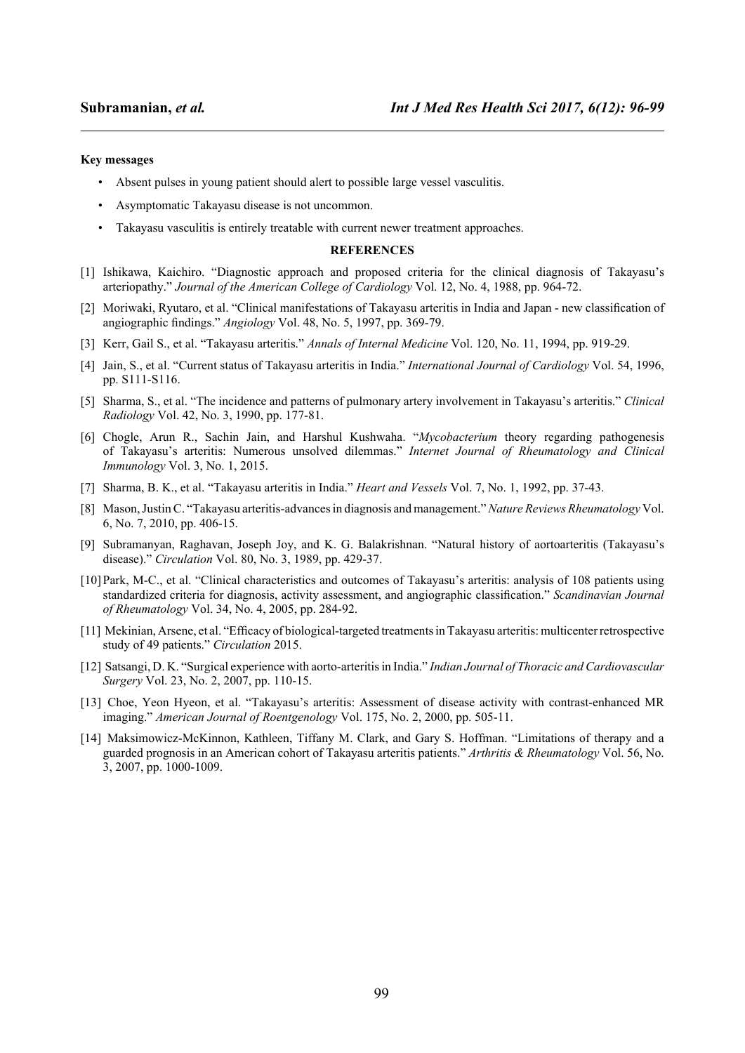**Key messages**

- Absent pulses in young patient should alert to possible large vessel vasculitis.
- Asymptomatic Takayasu disease is not uncommon.
- Takayasu vasculitis is entirely treatable with current newer treatment approaches.

## REFERENCES

[1] Ishikawa, Kaichiro. "Diagnostic approach and proposed criteria for the clinical diagnosis of Takayasu's arteriopathy." *Journal of the American College of Cardiology* Vol. 12, No. 4, 1988, pp. 964-72.

[2] Moriwaki, Ryutaro, et al. "Clinical manifestations of Takayasu arteritis in India and Japan - new classification of angiographic findings." *Angiology* Vol. 48, No. 5, 1997, pp. 369-79.

[3] Kerr, Gail S., et al. "Takayasu arteritis." *Annals of Internal Medicine* Vol. 120, No. 11, 1994, pp. 919-29.

[4] Jain, S., et al. "Current status of Takayasu arteritis in India." *International Journal of Cardiology* Vol. 54, 1996, pp. S111-S116.

[5] Sharma, S., et al. "The incidence and patterns of pulmonary artery involvement in Takayasu's arteritis." *Clinical Radiology* Vol. 42, No. 3, 1990, pp. 177-81.

[6] Chogle, Arun R., Sachin Jain, and Harshul Kushwaha. "*Mycobacterium* theory regarding pathogenesis of Takayasu's arteritis: Numerous unsolved dilemmas." *Internet Journal of Rheumatology and Clinical Immunology* Vol. 3, No. 1, 2015.

[7] Sharma, B. K., et al. "Takayasu arteritis in India." *Heart and Vessels* Vol. 7, No. 1, 1992, pp. 37-43.

[8] Mason, Justin C. "Takayasu arteritis-advances in diagnosis and management." *Nature Reviews Rheumatology* Vol. 6, No. 7, 2010, pp. 406-15.

[9] Subramanyan, Raghavan, Joseph Joy, and K. G. Balakrishnan. "Natural history of aortoarteritis (Takayasu's disease)." *Circulation* Vol. 80, No. 3, 1989, pp. 429-37.

[10] Park, M-C., et al. "Clinical characteristics and outcomes of Takayasu's arteritis: analysis of 108 patients using standardized criteria for diagnosis, activity assessment, and angiographic classification." *Scandinavian Journal of Rheumatology* Vol. 34, No. 4, 2005, pp. 284-92.

[11] Mekinian, Arsene, et al. "Efficacy of biological-targeted treatments in Takayasu arteritis: multicenter retrospective study of 49 patients." *Circulation* 2015.

[12] Satsangi, D. K. "Surgical experience with aorto-arteritis in India." *Indian Journal of Thoracic and Cardiovascular Surgery* Vol. 23, No. 2, 2007, pp. 110-15.

[13] Choe, Yeon Hyeon, et al. "Takayasu's arteritis: Assessment of disease activity with contrast-enhanced MR imaging." *American Journal of Roentgenology* Vol. 175, No. 2, 2000, pp. 505-11.

[14] Maksimowicz-McKinnon, Kathleen, Tiffany M. Clark, and Gary S. Hoffman. "Limitations of therapy and a guarded prognosis in an American cohort of Takayasu arteritis patients." *Arthritis & Rheumatology* Vol. 56, No. 3, 2007, pp. 1000-1009.